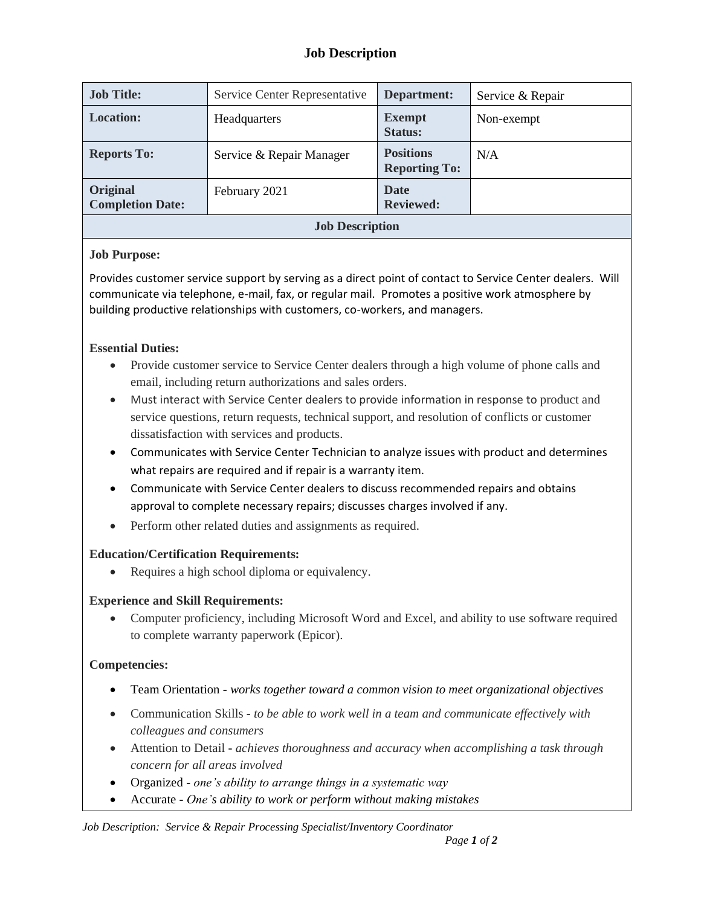# Job Description

| **Job Title:** | Service Center Representative | **Department:** | Service & Repair |
|---|---|---|---|
| **Location:** | Headquarters | **Exempt Status:** | Non-exempt |
| **Reports To:** | Service & Repair Manager | **Positions Reporting To:** | N/A |
| **Original Completion Date:** | February 2021 | **Date Reviewed:** | |

## Job Description

**Job Purpose:**

Provides customer service support by serving as a direct point of contact to Service Center dealers. Will communicate via telephone, e-mail, fax, or regular mail. Promotes a positive work atmosphere by building productive relationships with customers, co-workers, and managers.

**Essential Duties:**

- Provide customer service to Service Center dealers through a high volume of phone calls and email, including return authorizations and sales orders.
- Must interact with Service Center dealers to provide information in response to product and service questions, return requests, technical support, and resolution of conflicts or customer dissatisfaction with services and products.
- Communicates with Service Center Technician to analyze issues with product and determines what repairs are required and if repair is a warranty item.
- Communicate with Service Center dealers to discuss recommended repairs and obtains approval to complete necessary repairs; discusses charges involved if any.
- Perform other related duties and assignments as required.

**Education/Certification Requirements:**

- Requires a high school diploma or equivalency.

**Experience and Skill Requirements:**

- Computer proficiency, including Microsoft Word and Excel, and ability to use software required to complete warranty paperwork (Epicor).

**Competencies:**

- Team Orientation - *works together toward a common vision to meet organizational objectives*
- Communication Skills - *to be able to work well in a team and communicate effectively with colleagues and consumers*
- Attention to Detail - *achieves thoroughness and accuracy when accomplishing a task through concern for all areas involved*
- Organized - *one's ability to arrange things in a systematic way*
- Accurate - *One's ability to work or perform without making mistakes*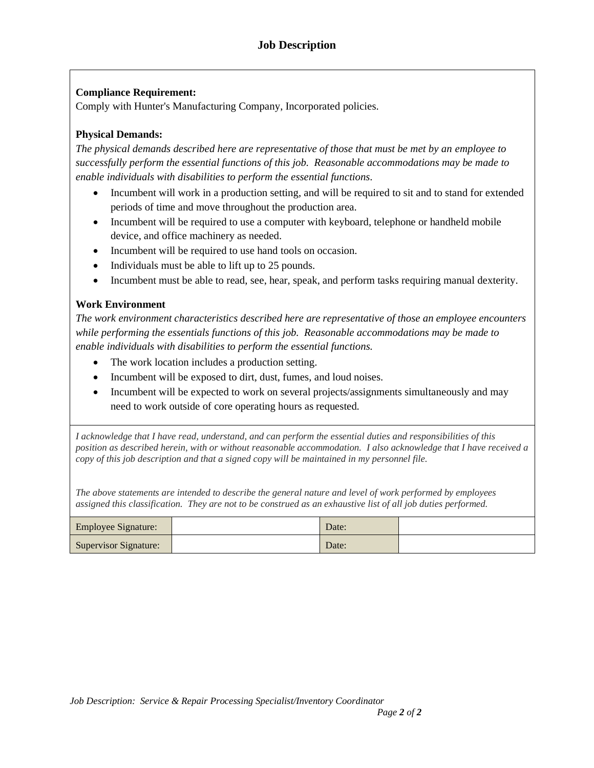## Job Description

**Compliance Requirement:**
Comply with Hunter's Manufacturing Company, Incorporated policies.

**Physical Demands:**
*The physical demands described here are representative of those that must be met by an employee to successfully perform the essential functions of this job. Reasonable accommodations may be made to enable individuals with disabilities to perform the essential functions.*

- Incumbent will work in a production setting, and will be required to sit and to stand for extended periods of time and move throughout the production area.
- Incumbent will be required to use a computer with keyboard, telephone or handheld mobile device, and office machinery as needed.
- Incumbent will be required to use hand tools on occasion.
- Individuals must be able to lift up to 25 pounds.
- Incumbent must be able to read, see, hear, speak, and perform tasks requiring manual dexterity.

**Work Environment**
*The work environment characteristics described here are representative of those an employee encounters while performing the essentials functions of this job. Reasonable accommodations may be made to enable individuals with disabilities to perform the essential functions.*

- The work location includes a production setting.
- Incumbent will be exposed to dirt, dust, fumes, and loud noises.
- Incumbent will be expected to work on several projects/assignments simultaneously and may need to work outside of core operating hours as requested.

*I acknowledge that I have read, understand, and can perform the essential duties and responsibilities of this position as described herein, with or without reasonable accommodation. I also acknowledge that I have received a copy of this job description and that a signed copy will be maintained in my personnel file.*

*The above statements are intended to describe the general nature and level of work performed by employees assigned this classification. They are not to be construed as an exhaustive list of all job duties performed.*

| | | | |
|---|---|---|---|
| Employee Signature: | | Date: | |
| Supervisor Signature: | | Date: | |